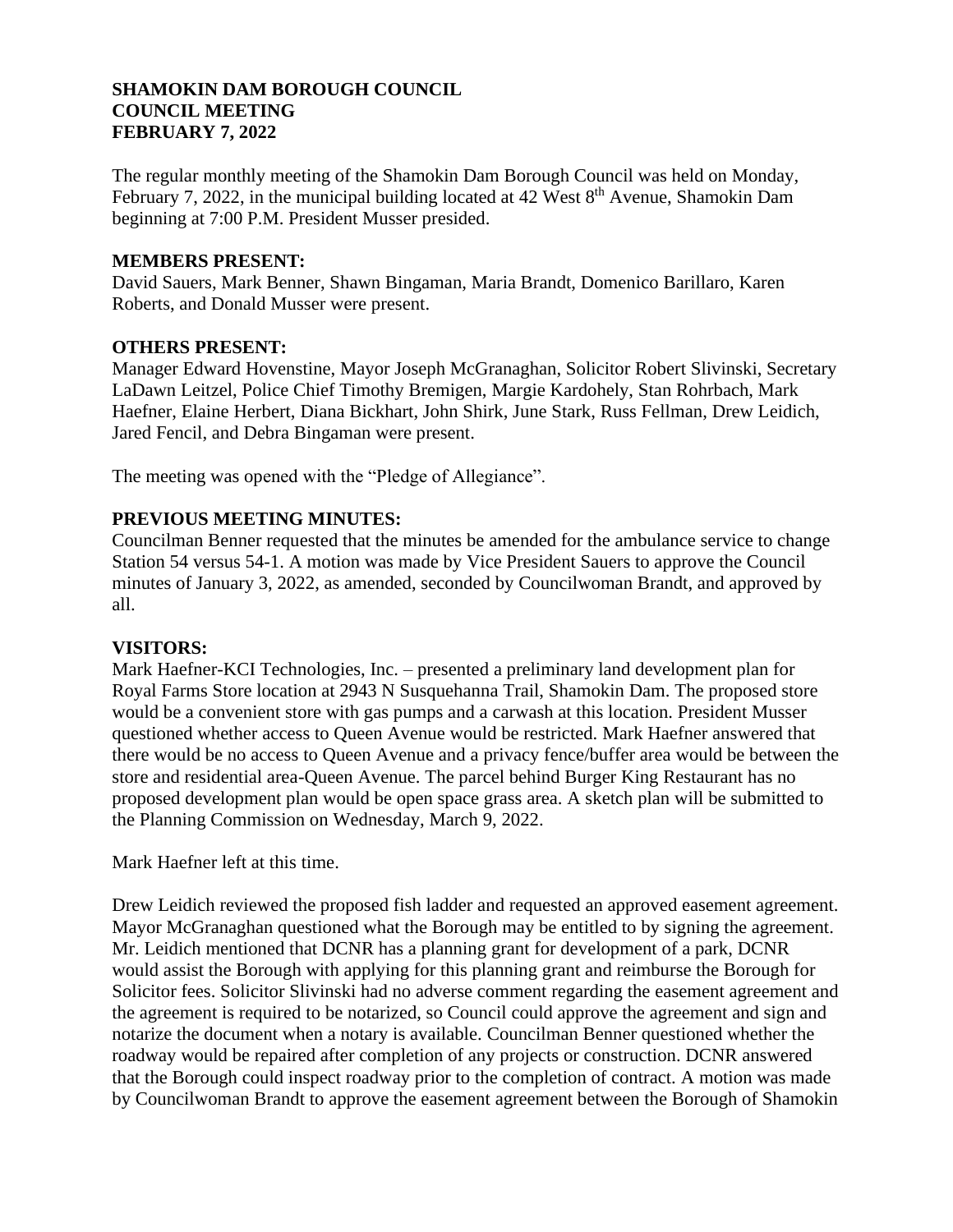**SHAMOKIN DAM BOROUGH COUNCIL**
**COUNCIL MEETING**
**FEBRUARY 7, 2022**

The regular monthly meeting of the Shamokin Dam Borough Council was held on Monday, February 7, 2022, in the municipal building located at 42 West 8th Avenue, Shamokin Dam beginning at 7:00 P.M. President Musser presided.

**MEMBERS PRESENT:**
David Sauers, Mark Benner, Shawn Bingaman, Maria Brandt, Domenico Barillaro, Karen Roberts, and Donald Musser were present.

**OTHERS PRESENT:**
Manager Edward Hovenstine, Mayor Joseph McGranaghan, Solicitor Robert Slivinski, Secretary LaDawn Leitzel, Police Chief Timothy Bremigen, Margie Kardohely, Stan Rohrbach, Mark Haefner, Elaine Herbert, Diana Bickhart, John Shirk, June Stark, Russ Fellman, Drew Leidich, Jared Fencil, and Debra Bingaman were present.

The meeting was opened with the "Pledge of Allegiance".

**PREVIOUS MEETING MINUTES:**
Councilman Benner requested that the minutes be amended for the ambulance service to change Station 54 versus 54-1. A motion was made by Vice President Sauers to approve the Council minutes of January 3, 2022, as amended, seconded by Councilwoman Brandt, and approved by all.

**VISITORS:**
Mark Haefner-KCI Technologies, Inc. – presented a preliminary land development plan for Royal Farms Store location at 2943 N Susquehanna Trail, Shamokin Dam. The proposed store would be a convenient store with gas pumps and a carwash at this location. President Musser questioned whether access to Queen Avenue would be restricted. Mark Haefner answered that there would be no access to Queen Avenue and a privacy fence/buffer area would be between the store and residential area-Queen Avenue. The parcel behind Burger King Restaurant has no proposed development plan would be open space grass area. A sketch plan will be submitted to the Planning Commission on Wednesday, March 9, 2022.

Mark Haefner left at this time.

Drew Leidich reviewed the proposed fish ladder and requested an approved easement agreement. Mayor McGranaghan questioned what the Borough may be entitled to by signing the agreement. Mr. Leidich mentioned that DCNR has a planning grant for development of a park, DCNR would assist the Borough with applying for this planning grant and reimburse the Borough for Solicitor fees. Solicitor Slivinski had no adverse comment regarding the easement agreement and the agreement is required to be notarized, so Council could approve the agreement and sign and notarize the document when a notary is available. Councilman Benner questioned whether the roadway would be repaired after completion of any projects or construction. DCNR answered that the Borough could inspect roadway prior to the completion of contract. A motion was made by Councilwoman Brandt to approve the easement agreement between the Borough of Shamokin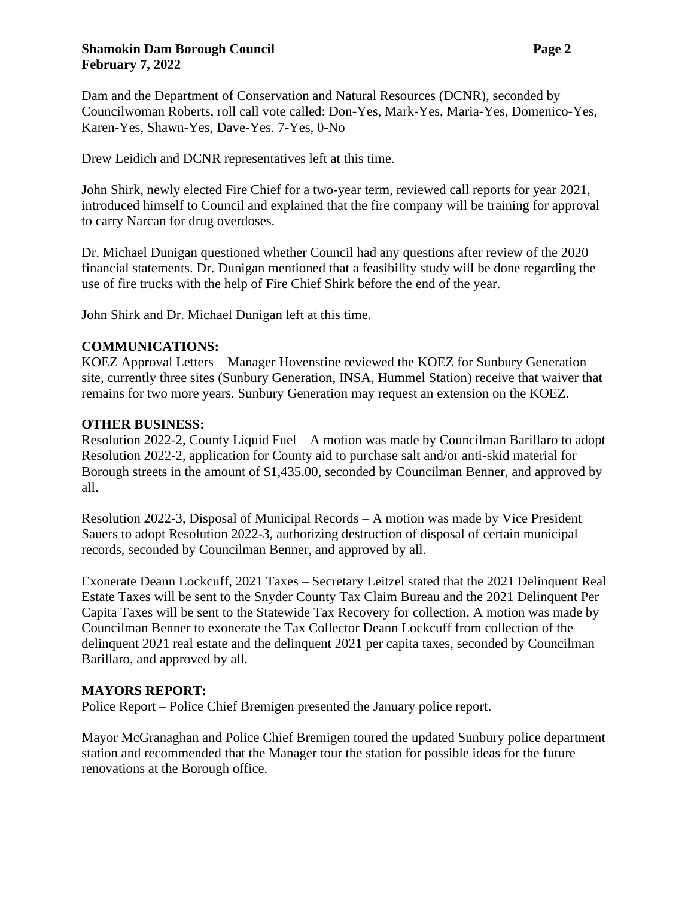Dam and the Department of Conservation and Natural Resources (DCNR), seconded by Councilwoman Roberts, roll call vote called: Don-Yes, Mark-Yes, Maria-Yes, Domenico-Yes, Karen-Yes, Shawn-Yes, Dave-Yes. 7-Yes, 0-No

Drew Leidich and DCNR representatives left at this time.

John Shirk, newly elected Fire Chief for a two-year term, reviewed call reports for year 2021, introduced himself to Council and explained that the fire company will be training for approval to carry Narcan for drug overdoses.

Dr. Michael Dunigan questioned whether Council had any questions after review of the 2020 financial statements. Dr. Dunigan mentioned that a feasibility study will be done regarding the use of fire trucks with the help of Fire Chief Shirk before the end of the year.

John Shirk and Dr. Michael Dunigan left at this time.

**COMMUNICATIONS:**

KOEZ Approval Letters – Manager Hovenstine reviewed the KOEZ for Sunbury Generation site, currently three sites (Sunbury Generation, INSA, Hummel Station) receive that waiver that remains for two more years. Sunbury Generation may request an extension on the KOEZ.

**OTHER BUSINESS:**

Resolution 2022-2, County Liquid Fuel – A motion was made by Councilman Barillaro to adopt Resolution 2022-2, application for County aid to purchase salt and/or anti-skid material for Borough streets in the amount of $1,435.00, seconded by Councilman Benner, and approved by all.

Resolution 2022-3, Disposal of Municipal Records – A motion was made by Vice President Sauers to adopt Resolution 2022-3, authorizing destruction of disposal of certain municipal records, seconded by Councilman Benner, and approved by all.

Exonerate Deann Lockcuff, 2021 Taxes – Secretary Leitzel stated that the 2021 Delinquent Real Estate Taxes will be sent to the Snyder County Tax Claim Bureau and the 2021 Delinquent Per Capita Taxes will be sent to the Statewide Tax Recovery for collection. A motion was made by Councilman Benner to exonerate the Tax Collector Deann Lockcuff from collection of the delinquent 2021 real estate and the delinquent 2021 per capita taxes, seconded by Councilman Barillaro, and approved by all.

**MAYORS REPORT:**

Police Report – Police Chief Bremigen presented the January police report.

Mayor McGranaghan and Police Chief Bremigen toured the updated Sunbury police department station and recommended that the Manager tour the station for possible ideas for the future renovations at the Borough office.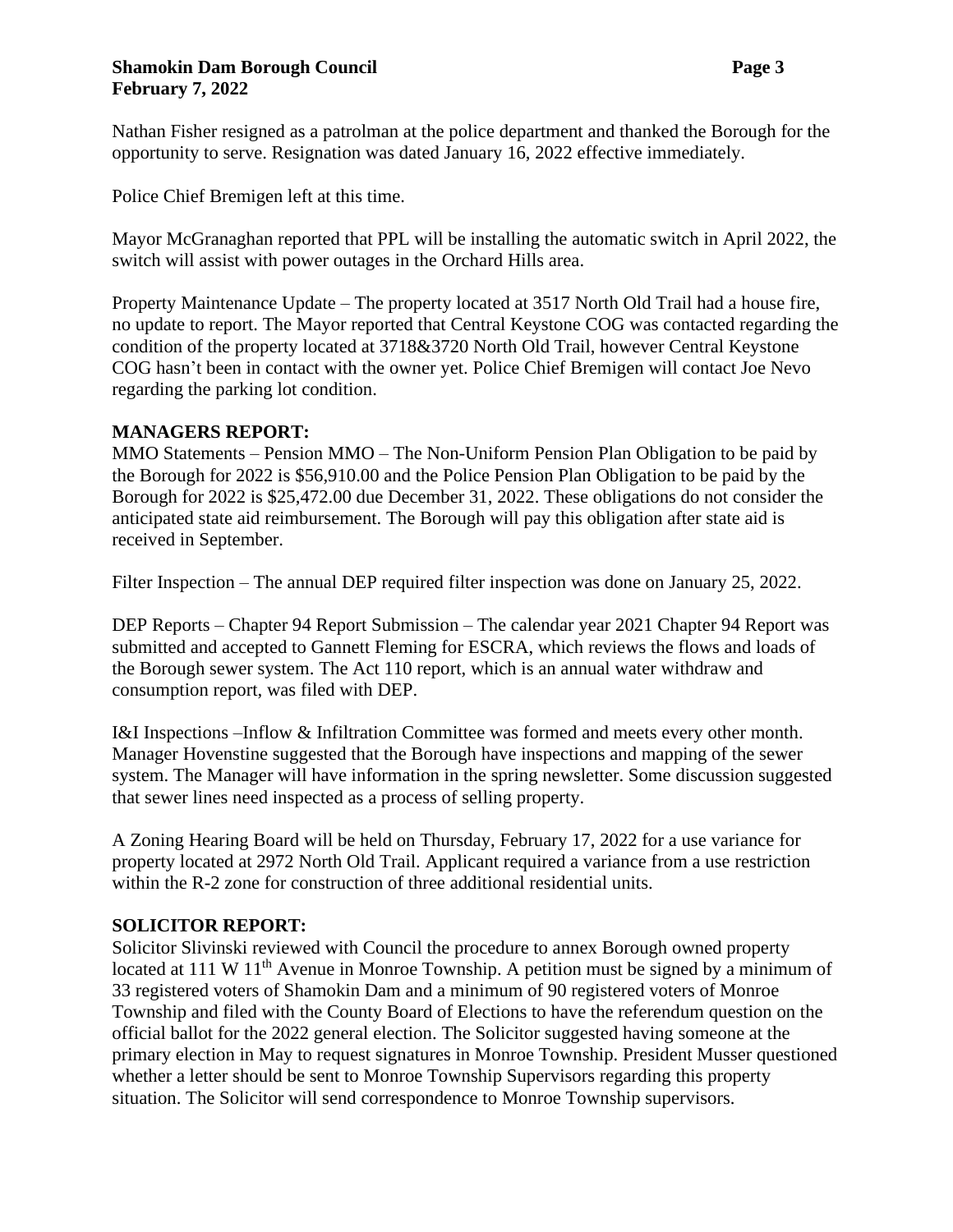Nathan Fisher resigned as a patrolman at the police department and thanked the Borough for the opportunity to serve. Resignation was dated January 16, 2022 effective immediately.

Police Chief Bremigen left at this time.

Mayor McGranaghan reported that PPL will be installing the automatic switch in April 2022, the switch will assist with power outages in the Orchard Hills area.

Property Maintenance Update – The property located at 3517 North Old Trail had a house fire, no update to report. The Mayor reported that Central Keystone COG was contacted regarding the condition of the property located at 3718&3720 North Old Trail, however Central Keystone COG hasn't been in contact with the owner yet. Police Chief Bremigen will contact Joe Nevo regarding the parking lot condition.

**MANAGERS REPORT:**

MMO Statements – Pension MMO – The Non-Uniform Pension Plan Obligation to be paid by the Borough for 2022 is $56,910.00 and the Police Pension Plan Obligation to be paid by the Borough for 2022 is $25,472.00 due December 31, 2022. These obligations do not consider the anticipated state aid reimbursement. The Borough will pay this obligation after state aid is received in September.

Filter Inspection – The annual DEP required filter inspection was done on January 25, 2022.

DEP Reports – Chapter 94 Report Submission – The calendar year 2021 Chapter 94 Report was submitted and accepted to Gannett Fleming for ESCRA, which reviews the flows and loads of the Borough sewer system. The Act 110 report, which is an annual water withdraw and consumption report, was filed with DEP.

I&I Inspections –Inflow & Infiltration Committee was formed and meets every other month. Manager Hovenstine suggested that the Borough have inspections and mapping of the sewer system. The Manager will have information in the spring newsletter. Some discussion suggested that sewer lines need inspected as a process of selling property.

A Zoning Hearing Board will be held on Thursday, February 17, 2022 for a use variance for property located at 2972 North Old Trail. Applicant required a variance from a use restriction within the R-2 zone for construction of three additional residential units.

**SOLICITOR REPORT:**

Solicitor Slivinski reviewed with Council the procedure to annex Borough owned property located at 111 W 11th Avenue in Monroe Township. A petition must be signed by a minimum of 33 registered voters of Shamokin Dam and a minimum of 90 registered voters of Monroe Township and filed with the County Board of Elections to have the referendum question on the official ballot for the 2022 general election. The Solicitor suggested having someone at the primary election in May to request signatures in Monroe Township. President Musser questioned whether a letter should be sent to Monroe Township Supervisors regarding this property situation. The Solicitor will send correspondence to Monroe Township supervisors.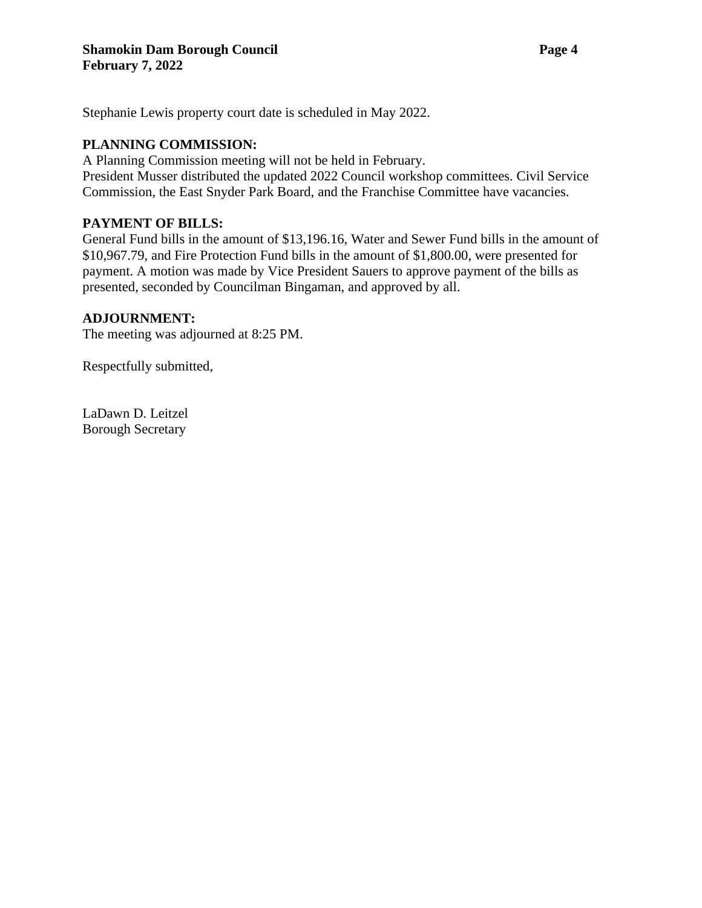Stephanie Lewis property court date is scheduled in May 2022.

**PLANNING COMMISSION:**

A Planning Commission meeting will not be held in February.
President Musser distributed the updated 2022 Council workshop committees. Civil Service Commission, the East Snyder Park Board, and the Franchise Committee have vacancies.

**PAYMENT OF BILLS:**

General Fund bills in the amount of $13,196.16, Water and Sewer Fund bills in the amount of $10,967.79, and Fire Protection Fund bills in the amount of $1,800.00, were presented for payment. A motion was made by Vice President Sauers to approve payment of the bills as presented, seconded by Councilman Bingaman, and approved by all.

**ADJOURNMENT:**

The meeting was adjourned at 8:25 PM.

Respectfully submitted,

LaDawn D. Leitzel
Borough Secretary